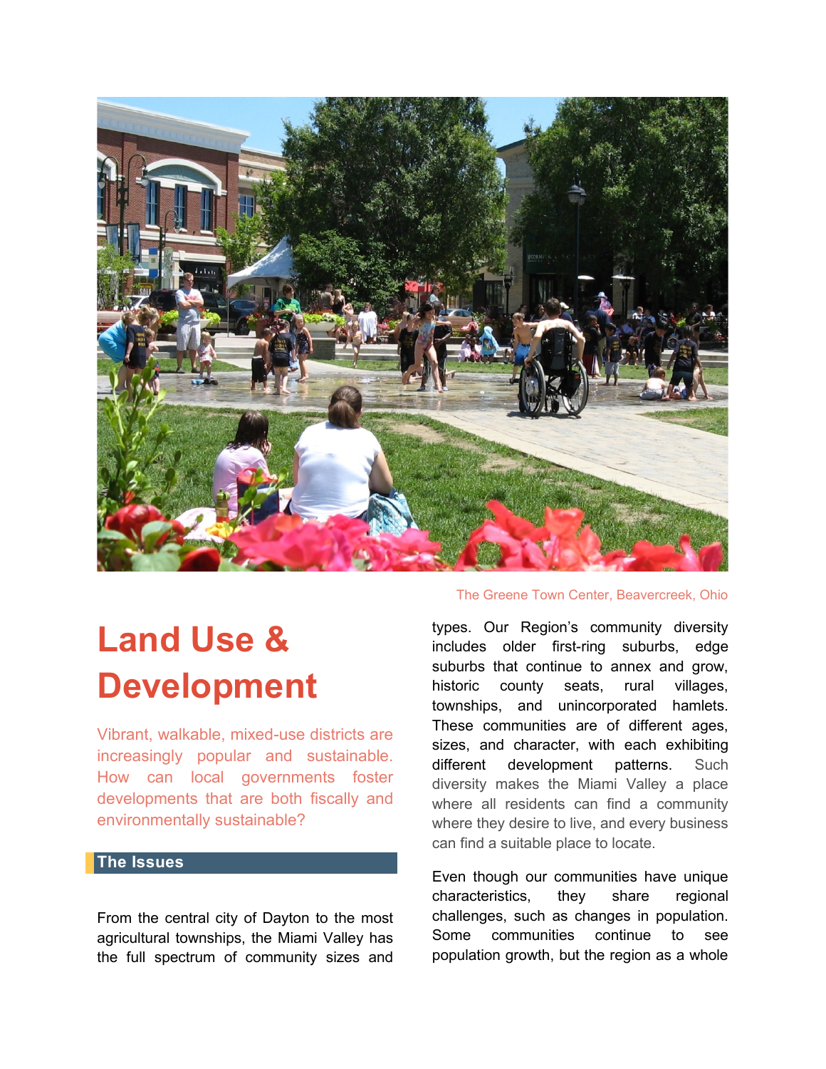The Greene Town Center, Beavercreek, Ohio

# Land Use & Development

Vibrant, walkable, mixed-use districts are increasingly popular and sustainable. How can local governments foster developments that are both fiscally and environmentally sustainable?

## The Issues

From the central city of Dayton to the most agricultural townships, the Miami Valley has the full spectrum of community sizes and types. Our Region's community diversity includes older first-ring suburbs, edge suburbs that continue to annex and grow, historic county seats, rural villages, townships, and unincorporated hamlets. These communities are of different ages, sizes, and character, with each exhibiting different development patterns. Such diversity makes the Miami Valley a place where all residents can find a community where they desire to live, and every business can find a suitable place to locate.

Even though our communities have unique characteristics, they share regional challenges, such as changes in population. Some communities continue to see population growth, but the region as a whole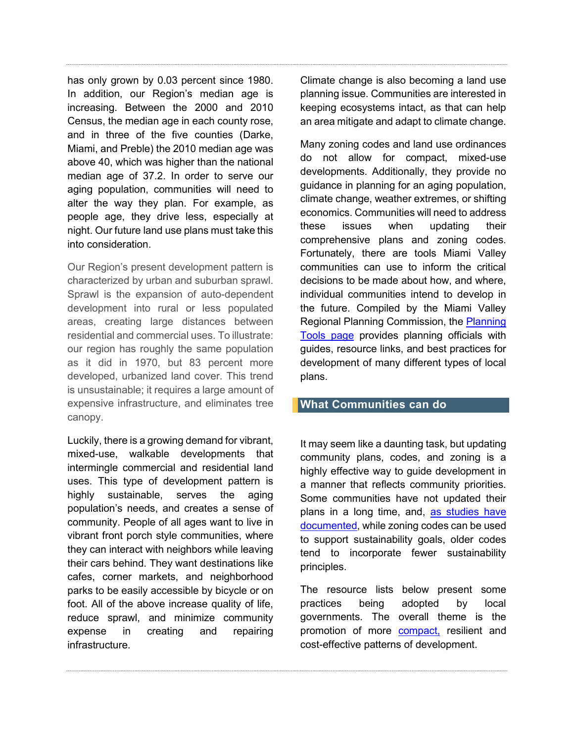has only grown by 0.03 percent since 1980. In addition, our Region's median age is increasing. Between the 2000 and 2010 Census, the median age in each county rose, and in three of the five counties (Darke, Miami, and Preble) the 2010 median age was above 40, which was higher than the national median age of 37.2. In order to serve our aging population, communities will need to alter the way they plan. For example, as people age, they drive less, especially at night. Our future land use plans must take this into consideration.

Our Region's present development pattern is characterized by urban and suburban sprawl. Sprawl is the expansion of auto-dependent development into rural or less populated areas, creating large distances between residential and commercial uses. To illustrate: our region has roughly the same population as it did in 1970, but 83 percent more developed, urbanized land cover. This trend is unsustainable; it requires a large amount of expensive infrastructure, and eliminates tree canopy.

Luckily, there is a growing demand for vibrant, mixed-use, walkable developments that intermingle commercial and residential land uses. This type of development pattern is highly sustainable, serves the aging population's needs, and creates a sense of community. People of all ages want to live in vibrant front porch style communities, where they can interact with neighbors while leaving their cars behind. They want destinations like cafes, corner markets, and neighborhood parks to be easily accessible by bicycle or on foot. All of the above increase quality of life, reduce sprawl, and minimize community expense in creating and repairing infrastructure.

Climate change is also becoming a land use planning issue. Communities are interested in keeping ecosystems intact, as that can help an area mitigate and adapt to climate change.

Many zoning codes and land use ordinances do not allow for compact, mixed-use developments. Additionally, they provide no guidance in planning for an aging population, climate change, weather extremes, or shifting economics. Communities will need to address these issues when updating their comprehensive plans and zoning codes. Fortunately, there are tools Miami Valley communities can use to inform the critical decisions to be made about how, and where, individual communities intend to develop in the future. Compiled by the Miami Valley Regional Planning Commission, the Planning Tools page provides planning officials with guides, resource links, and best practices for development of many different types of local plans.

## What Communities can do

It may seem like a daunting task, but updating community plans, codes, and zoning is a highly effective way to guide development in a manner that reflects community priorities. Some communities have not updated their plans in a long time, and, as studies have documented, while zoning codes can be used to support sustainability goals, older codes tend to incorporate fewer sustainability principles.

The resource lists below present some practices being adopted by local governments. The overall theme is the promotion of more compact, resilient and cost-effective patterns of development.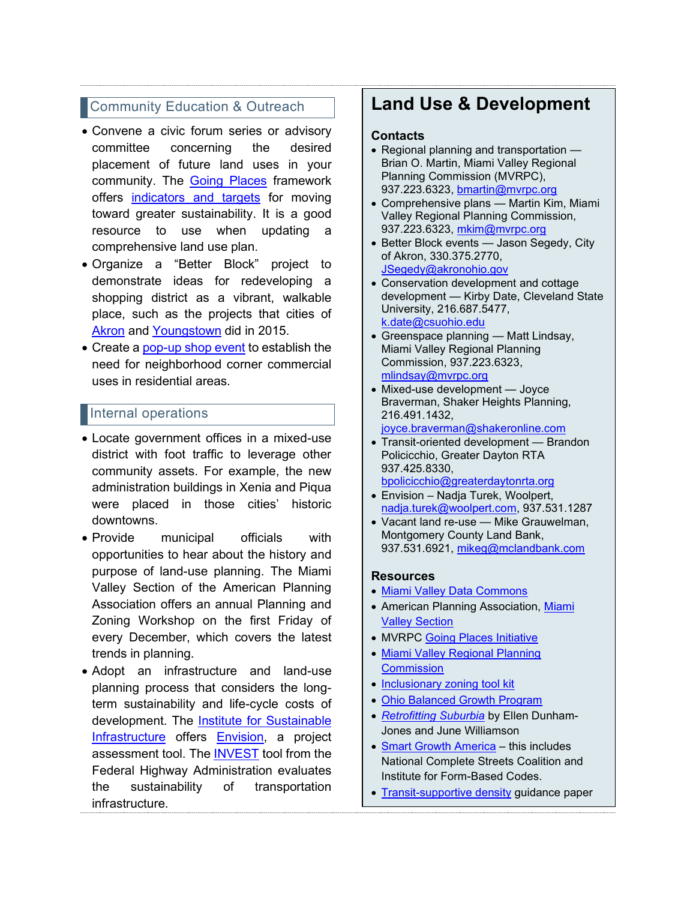## Community Education & Outreach

- Convene a civic forum series or advisory committee concerning the desired placement of future land uses in your community. The Going Places framework offers indicators and targets for moving toward greater sustainability. It is a good resource to use when updating a comprehensive land use plan.
- Organize a “Better Block” project to demonstrate ideas for redeveloping a shopping district as a vibrant, walkable place, such as the projects that cities of Akron and Youngstown did in 2015.
- Create a pop-up shop event to establish the need for neighborhood corner commercial uses in residential areas.

## Internal operations

- Locate government offices in a mixed-use district with foot traffic to leverage other community assets. For example, the new administration buildings in Xenia and Piqua were placed in those cities' historic downtowns.
- Provide municipal officials with opportunities to hear about the history and purpose of land-use planning. The Miami Valley Section of the American Planning Association offers an annual Planning and Zoning Workshop on the first Friday of every December, which covers the latest trends in planning.
- Adopt an infrastructure and land-use planning process that considers the long-term sustainability and life-cycle costs of development. The Institute for Sustainable Infrastructure offers Envision, a project assessment tool. The INVEST tool from the Federal Highway Administration evaluates the sustainability of transportation infrastructure.

# Land Use & Development

### Contacts

- Regional planning and transportation — Brian O. Martin, Miami Valley Regional Planning Commission (MVRPC), 937.223.6323, bmartin@mvrpc.org
- Comprehensive plans — Martin Kim, Miami Valley Regional Planning Commission, 937.223.6323, mkim@mvrpc.org
- Better Block events — Jason Segedy, City of Akron, 330.375.2770, JSegedy@akronohio.gov
- Conservation development and cottage development — Kirby Date, Cleveland State University, 216.687.5477, k.date@csuohio.edu
- Greenspace planning — Matt Lindsay, Miami Valley Regional Planning Commission, 937.223.6323, mlindsay@mvrpc.org
- Mixed-use development — Joyce Braverman, Shaker Heights Planning, 216.491.1432, joyce.braverman@shakeronline.com
- Transit-oriented development — Brandon Policicchio, Greater Dayton RTA 937.425.8330, bpolicicchio@greaterdaytonrta.org
- Envision – Nadja Turek, Woolpert, nadja.turek@woolpert.com, 937.531.1287
- Vacant land re-use — Mike Grauwelman, Montgomery County Land Bank, 937.531.6921, mikeg@mclandbank.com

### Resources

- Miami Valley Data Commons
- American Planning Association, Miami Valley Section
- MVRPC Going Places Initiative
- Miami Valley Regional Planning Commission
- Inclusionary zoning tool kit
- Ohio Balanced Growth Program
- *Retrofitting Suburbia* by Ellen Dunham-Jones and June Williamson
- Smart Growth America – this includes National Complete Streets Coalition and Institute for Form-Based Codes.
- Transit-supportive density guidance paper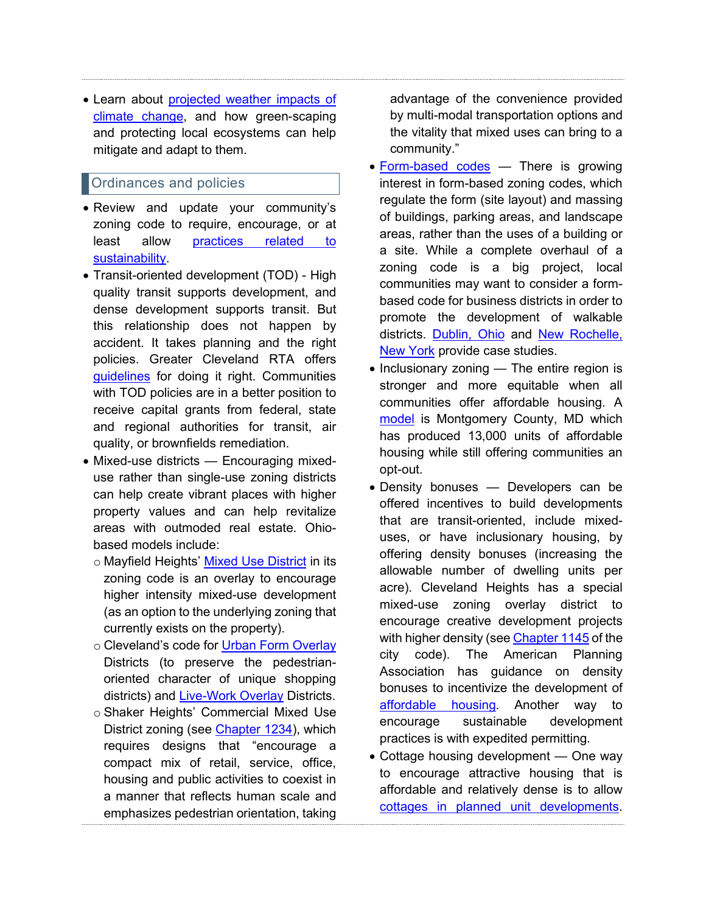- Learn about projected weather impacts of climate change, and how green-scaping and protecting local ecosystems can help mitigate and adapt to them.

## Ordinances and policies

- Review and update your community's zoning code to require, encourage, or at least allow practices related to sustainability.
- Transit-oriented development (TOD) - High quality transit supports development, and dense development supports transit. But this relationship does not happen by accident. It takes planning and the right policies. Greater Cleveland RTA offers guidelines for doing it right. Communities with TOD policies are in a better position to receive capital grants from federal, state and regional authorities for transit, air quality, or brownfields remediation.
- Mixed-use districts — Encouraging mixed-use rather than single-use zoning districts can help create vibrant places with higher property values and can help revitalize areas with outmoded real estate. Ohio-based models include:
  - Mayfield Heights' Mixed Use District in its zoning code is an overlay to encourage higher intensity mixed-use development (as an option to the underlying zoning that currently exists on the property).
  - Cleveland's code for Urban Form Overlay Districts (to preserve the pedestrian-oriented character of unique shopping districts) and Live-Work Overlay Districts.
  - Shaker Heights' Commercial Mixed Use District zoning (see Chapter 1234), which requires designs that "encourage a compact mix of retail, service, office, housing and public activities to coexist in a manner that reflects human scale and emphasizes pedestrian orientation, taking advantage of the convenience provided by multi-modal transportation options and the vitality that mixed uses can bring to a community."
- Form-based codes — There is growing interest in form-based zoning codes, which regulate the form (site layout) and massing of buildings, parking areas, and landscape areas, rather than the uses of a building or a site. While a complete overhaul of a zoning code is a big project, local communities may want to consider a form-based code for business districts in order to promote the development of walkable districts. Dublin, Ohio and New Rochelle, New York provide case studies.
- Inclusionary zoning — The entire region is stronger and more equitable when all communities offer affordable housing. A model is Montgomery County, MD which has produced 13,000 units of affordable housing while still offering communities an opt-out.
- Density bonuses — Developers can be offered incentives to build developments that are transit-oriented, include mixed-uses, or have inclusionary housing, by offering density bonuses (increasing the allowable number of dwelling units per acre). Cleveland Heights has a special mixed-use zoning overlay district to encourage creative development projects with higher density (see Chapter 1145 of the city code). The American Planning Association has guidance on density bonuses to incentivize the development of affordable housing. Another way to encourage sustainable development practices is with expedited permitting.
- Cottage housing development — One way to encourage attractive housing that is affordable and relatively dense is to allow cottages in planned unit developments.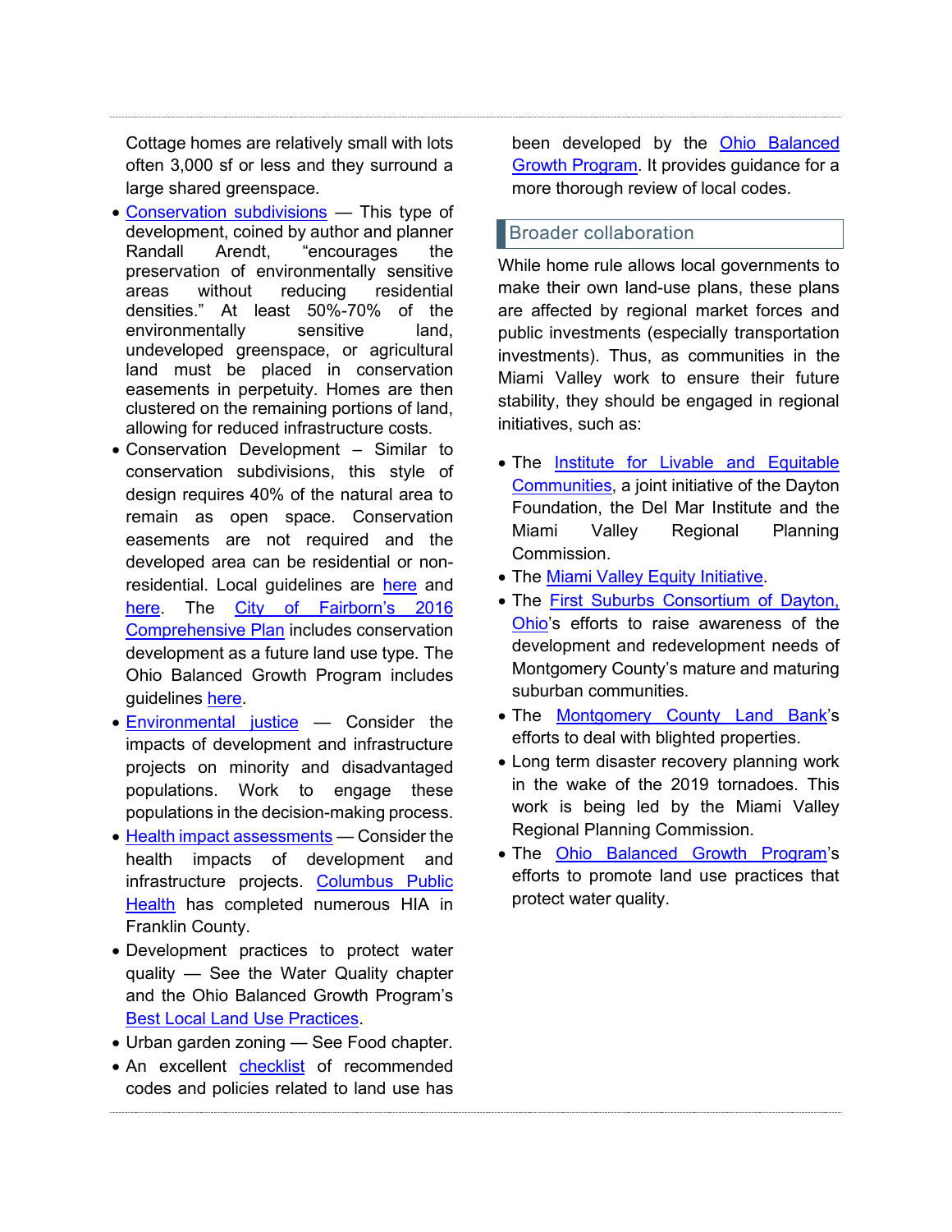Cottage homes are relatively small with lots often 3,000 sf or less and they surround a large shared greenspace.

- Conservation subdivisions — This type of development, coined by author and planner Randall Arendt, "encourages the preservation of environmentally sensitive areas without reducing residential densities." At least 50%-70% of the environmentally sensitive land, undeveloped greenspace, or agricultural land must be placed in conservation easements in perpetuity. Homes are then clustered on the remaining portions of land, allowing for reduced infrastructure costs.
- Conservation Development – Similar to conservation subdivisions, this style of design requires 40% of the natural area to remain as open space. Conservation easements are not required and the developed area can be residential or non-residential. Local guidelines are here and here. The City of Fairborn's 2016 Comprehensive Plan includes conservation development as a future land use type. The Ohio Balanced Growth Program includes guidelines here.
- Environmental justice — Consider the impacts of development and infrastructure projects on minority and disadvantaged populations. Work to engage these populations in the decision-making process.
- Health impact assessments — Consider the health impacts of development and infrastructure projects. Columbus Public Health has completed numerous HIA in Franklin County.
- Development practices to protect water quality — See the Water Quality chapter and the Ohio Balanced Growth Program's Best Local Land Use Practices.
- Urban garden zoning — See Food chapter.
- An excellent checklist of recommended codes and policies related to land use has been developed by the Ohio Balanced Growth Program. It provides guidance for a more thorough review of local codes.

## Broader collaboration

While home rule allows local governments to make their own land-use plans, these plans are affected by regional market forces and public investments (especially transportation investments). Thus, as communities in the Miami Valley work to ensure their future stability, they should be engaged in regional initiatives, such as:

- The Institute for Livable and Equitable Communities, a joint initiative of the Dayton Foundation, the Del Mar Institute and the Miami Valley Regional Planning Commission.
- The Miami Valley Equity Initiative.
- The First Suburbs Consortium of Dayton, Ohio's efforts to raise awareness of the development and redevelopment needs of Montgomery County's mature and maturing suburban communities.
- The Montgomery County Land Bank's efforts to deal with blighted properties.
- Long term disaster recovery planning work in the wake of the 2019 tornadoes. This work is being led by the Miami Valley Regional Planning Commission.
- The Ohio Balanced Growth Program's efforts to promote land use practices that protect water quality.